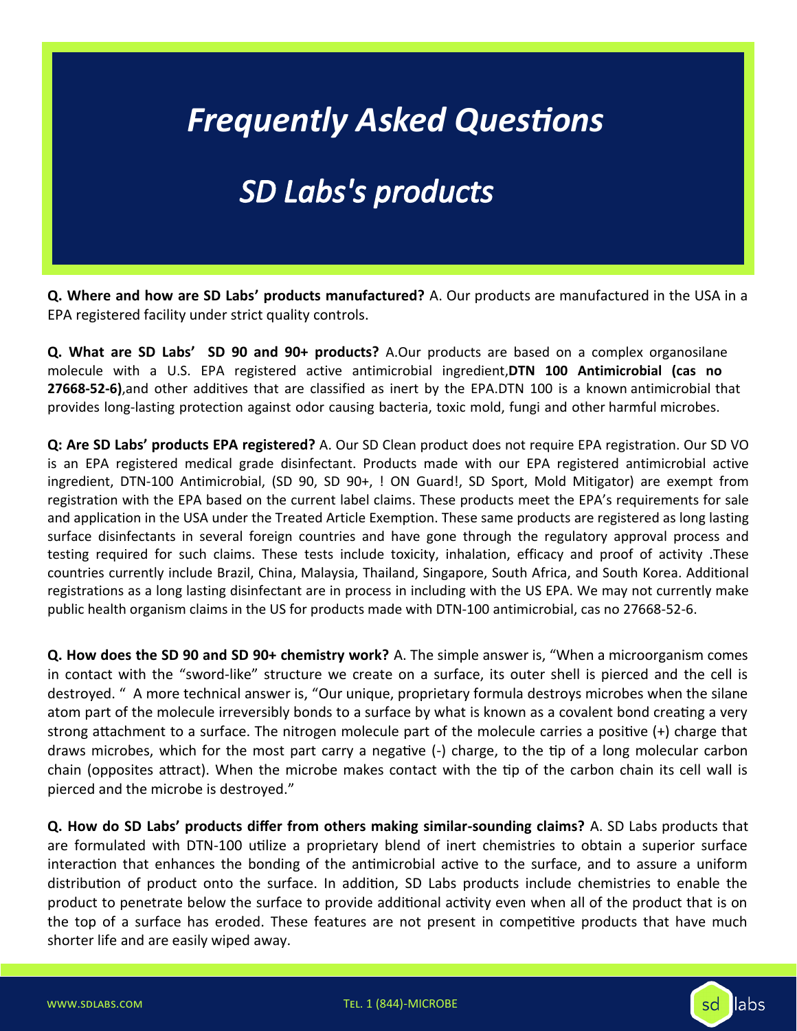# Frequently Asked Questions

# SD Labs's products

**Q. Where and how are SD Labs' products manufactured?** A. Our products are manufactured in the USA in a EPA registered facility under strict quality controls.

**Q. What are SD Labs' SD 90 and 90+ products?** A.Our products are based on a complex organosilane molecule with a U.S. EPA registered active antimicrobial ingredient,**DTN 100 Antimicrobial (cas no 27668-52-6)**,and other additives that are classified as inert by the EPA.DTN 100 is a known antimicrobial that provides long-lasting protection against odor causing bacteria, toxic mold, fungi and other harmful microbes.

**Q: Are SD Labs' products EPA registered?** A. Our SD Clean product does not require EPA registration. Our SD VO is an EPA registered medical grade disinfectant. Products made with our EPA registered antimicrobial active ingredient, DTN-100 Antimicrobial, (SD 90, SD 90+, ! ON Guard!, SD Sport, Mold Mitigator) are exempt from registration with the EPA based on the current label claims. These products meet the EPA's requirements for sale and application in the USA under the Treated Article Exemption. These same products are registered as long lasting surface disinfectants in several foreign countries and have gone through the regulatory approval process and testing required for such claims. These tests include toxicity, inhalation, efficacy and proof of activity .These countries currently include Brazil, China, Malaysia, Thailand, Singapore, South Africa, and South Korea. Additional registrations as a long lasting disinfectant are in process in including with the US EPA. We may not currently make public health organism claims in the US for products made with DTN-100 antimicrobial, cas no 27668-52-6.

**Q. How does the SD 90 and SD 90+ chemistry work?** A. The simple answer is, "When a microorganism comes in contact with the "sword-like" structure we create on a surface, its outer shell is pierced and the cell is destroyed. " A more technical answer is, "Our unique, proprietary formula destroys microbes when the silane atom part of the molecule irreversibly bonds to a surface by what is known as a covalent bond creating a very strong attachment to a surface. The nitrogen molecule part of the molecule carries a positive (+) charge that draws microbes, which for the most part carry a negative (-) charge, to the tip of a long molecular carbon chain (opposites attract). When the microbe makes contact with the tip of the carbon chain its cell wall is pierced and the microbe is destroyed."

**Q. How do SD Labs' products differ from others making similar-sounding claims?** A. SD Labs products that are formulated with DTN-100 utilize a proprietary blend of inert chemistries to obtain a superior surface interaction that enhances the bonding of the antimicrobial active to the surface, and to assure a uniform distribution of product onto the surface. In addition, SD Labs products include chemistries to enable the product to penetrate below the surface to provide additional activity even when all of the product that is on the top of a surface has eroded. These features are not present in competitive products that have much shorter life and are easily wiped away.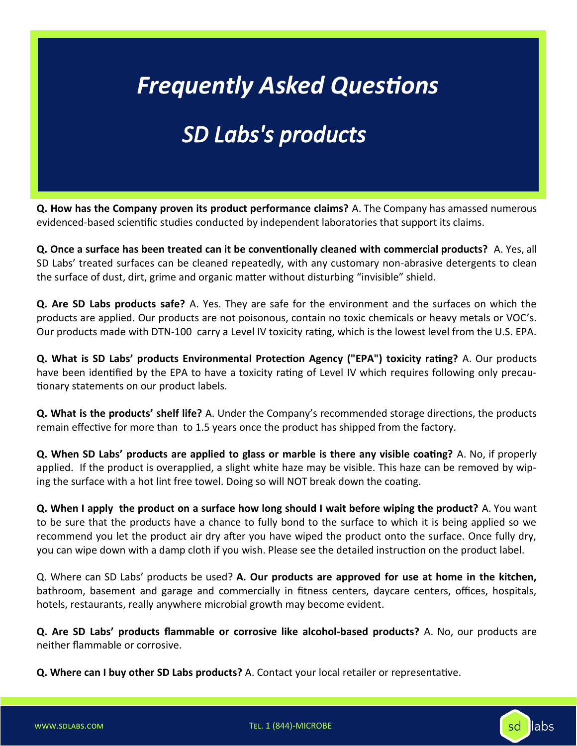# *Frequently Asked Questions*

# *SD Labs's products*

**Q. How has the Company proven its product performance claims?** A. The Company has amassed numerous evidenced-based scientific studies conducted by independent laboratories that support its claims.

**Q. Once a surface has been treated can it be conventionally cleaned with commercial products?** A. Yes, all SD Labs' treated surfaces can be cleaned repeatedly, with any customary non-abrasive detergents to clean the surface of dust, dirt, grime and organic matter without disturbing "invisible" shield.

**Q. Are SD Labs products safe?** A. Yes. They are safe for the environment and the surfaces on which the products are applied. Our products are not poisonous, contain no toxic chemicals or heavy metals or VOC's. Our products made with DTN-100 carry a Level IV toxicity rating, which is the lowest level from the U.S. EPA.

**Q. What is SD Labs' products Environmental Protection Agency ("EPA") toxicity rating?** A. Our products have been identified by the EPA to have a toxicity rating of Level IV which requires following only precautionary statements on our product labels.

**Q. What is the products' shelf life?** A. Under the Company's recommended storage directions, the products remain effective for more than to 1.5 years once the product has shipped from the factory.

**Q. When SD Labs' products are applied to glass or marble is there any visible coating?** A. No, if properly applied. If the product is overapplied, a slight white haze may be visible. This haze can be removed by wiping the surface with a hot lint free towel. Doing so will NOT break down the coating.

**Q. When I apply the product on a surface how long should I wait before wiping the product?** A. You want to be sure that the products have a chance to fully bond to the surface to which it is being applied so we recommend you let the product air dry after you have wiped the product onto the surface. Once fully dry, you can wipe down with a damp cloth if you wish. Please see the detailed instruction on the product label.

Q. Where can SD Labs' products be used? **A. Our products are approved for use at home in the kitchen,** bathroom, basement and garage and commercially in fitness centers, daycare centers, offices, hospitals, hotels, restaurants, really anywhere microbial growth may become evident.

**Q. Are SD Labs' products flammable or corrosive like alcohol-based products?** A. No, our products are neither flammable or corrosive.

**Q. Where can I buy other SD Labs products?** A. Contact your local retailer or representative.

WWW.SDLABS.COM TEL. 1 (844)-MICROBE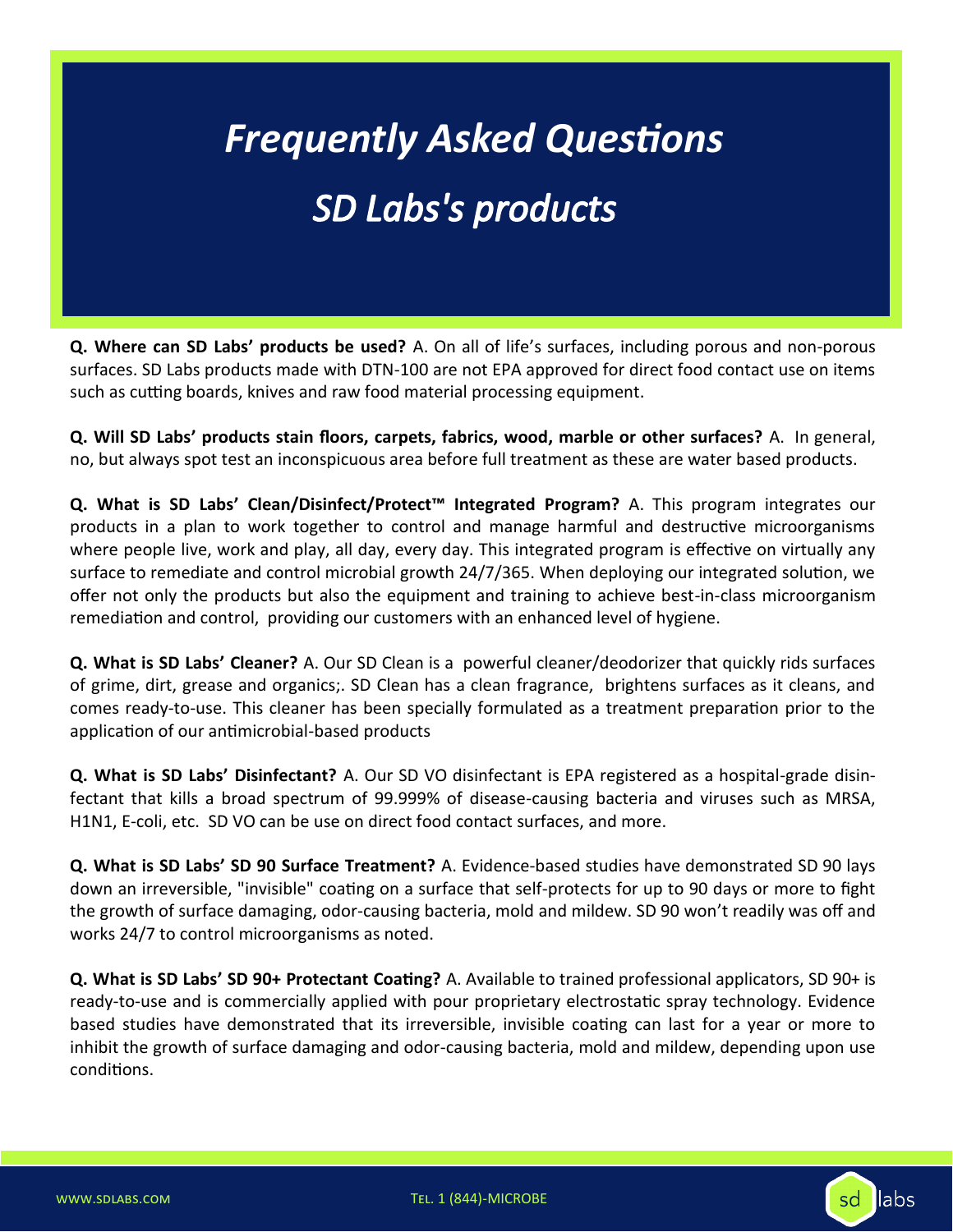# *Frequently Asked Questions*

## *SD Labs's products*

**Q. Where can SD Labs' products be used?** A. On all of life's surfaces, including porous and non-porous surfaces. SD Labs products made with DTN-100 are not EPA approved for direct food contact use on items such as cutting boards, knives and raw food material processing equipment.

**Q. Will SD Labs' products stain floors, carpets, fabrics, wood, marble or other surfaces?** A. In general, no, but always spot test an inconspicuous area before full treatment as these are water based products.

**Q. What is SD Labs' Clean/Disinfect/Protect™ Integrated Program?** A. This program integrates our products in a plan to work together to control and manage harmful and destructive microorganisms where people live, work and play, all day, every day. This integrated program is effective on virtually any surface to remediate and control microbial growth 24/7/365. When deploying our integrated solution, we offer not only the products but also the equipment and training to achieve best-in-class microorganism remediation and control, providing our customers with an enhanced level of hygiene.

**Q. What is SD Labs' Cleaner?** A. Our SD Clean is a powerful cleaner/deodorizer that quickly rids surfaces of grime, dirt, grease and organics;. SD Clean has a clean fragrance, brightens surfaces as it cleans, and comes ready-to-use. This cleaner has been specially formulated as a treatment preparation prior to the application of our antimicrobial-based products

**Q. What is SD Labs' Disinfectant?** A. Our SD VO disinfectant is EPA registered as a hospital-grade disinfectant that kills a broad spectrum of 99.999% of disease-causing bacteria and viruses such as MRSA, H1N1, E-coli, etc. SD VO can be use on direct food contact surfaces, and more.

**Q. What is SD Labs' SD 90 Surface Treatment?** A. Evidence-based studies have demonstrated SD 90 lays down an irreversible, "invisible" coating on a surface that self-protects for up to 90 days or more to fight the growth of surface damaging, odor-causing bacteria, mold and mildew. SD 90 won't readily was off and works 24/7 to control microorganisms as noted.

**Q. What is SD Labs' SD 90+ Protectant Coating?** A. Available to trained professional applicators, SD 90+ is ready-to-use and is commercially applied with pour proprietary electrostatic spray technology. Evidence based studies have demonstrated that its irreversible, invisible coating can last for a year or more to inhibit the growth of surface damaging and odor-causing bacteria, mold and mildew, depending upon use conditions.

WWW.SDLABS.COM TEL. 1 (844)-MICROBE